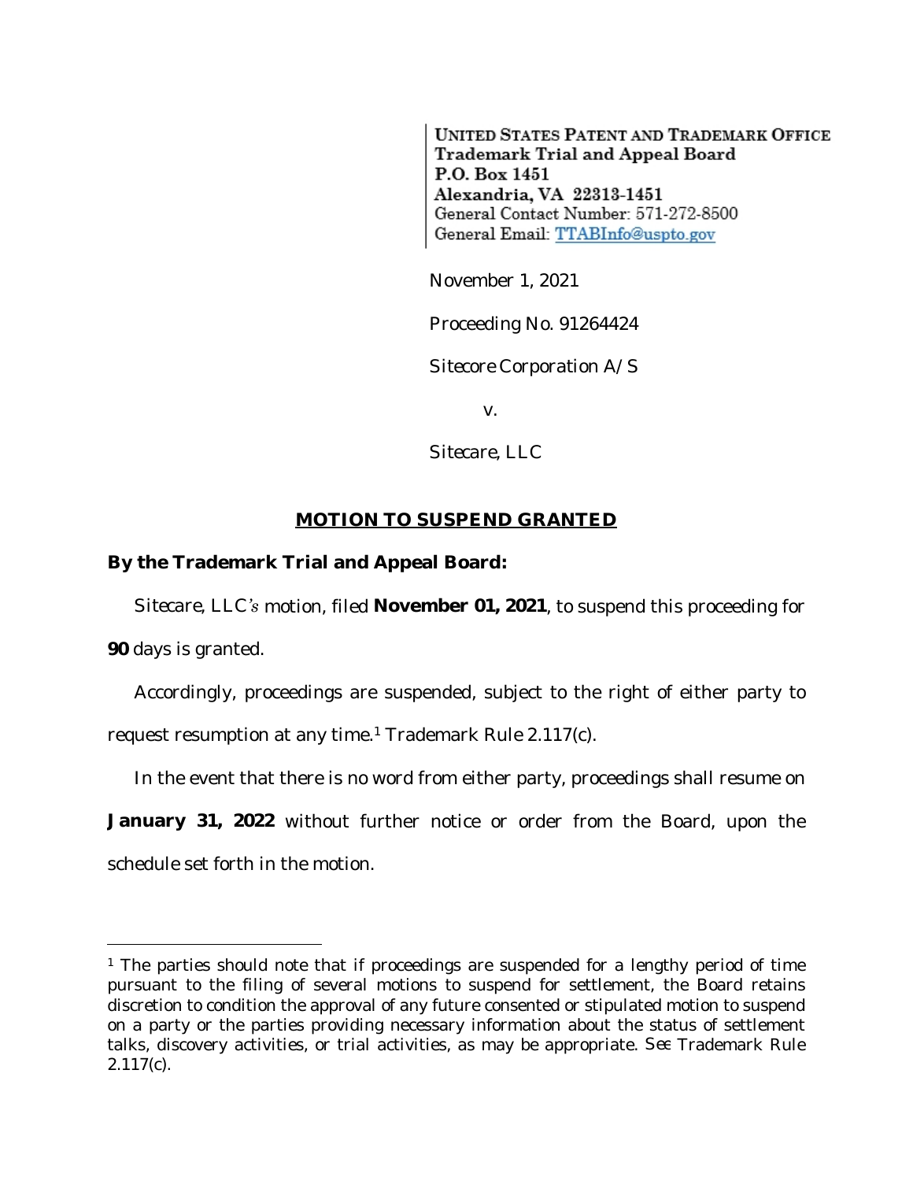UNITED STATES PATENT AND TRADEMARK OFFICE
**Trademark Trial and Appeal Board**
**P.O. Box 1451**
**Alexandria, VA 22313-1451**
General Contact Number: 571-272-8500
General Email: TTABInfo@uspto.gov

November 1, 2021

Proceeding No. 91264424

Sitecore Corporation A/S

v.

Sitecare, LLC

## MOTION TO SUSPEND GRANTED

**By the Trademark Trial and Appeal Board:**

Sitecare, LLC's motion, filed **November 01, 2021**, to suspend this proceeding for **90** days is granted.

Accordingly, proceedings are suspended, subject to the right of either party to request resumption at any time.[1] Trademark Rule 2.117(c).

In the event that there is no word from either party, proceedings shall resume on **January 31, 2022** without further notice or order from the Board, upon the schedule set forth in the motion.

---

[1] The parties should note that if proceedings are suspended for a lengthy period of time pursuant to the filing of several motions to suspend for settlement, the Board retains discretion to condition the approval of any future consented or stipulated motion to suspend on a party or the parties providing necessary information about the status of settlement talks, discovery activities, or trial activities, as may be appropriate. *See* Trademark Rule 2.117(c).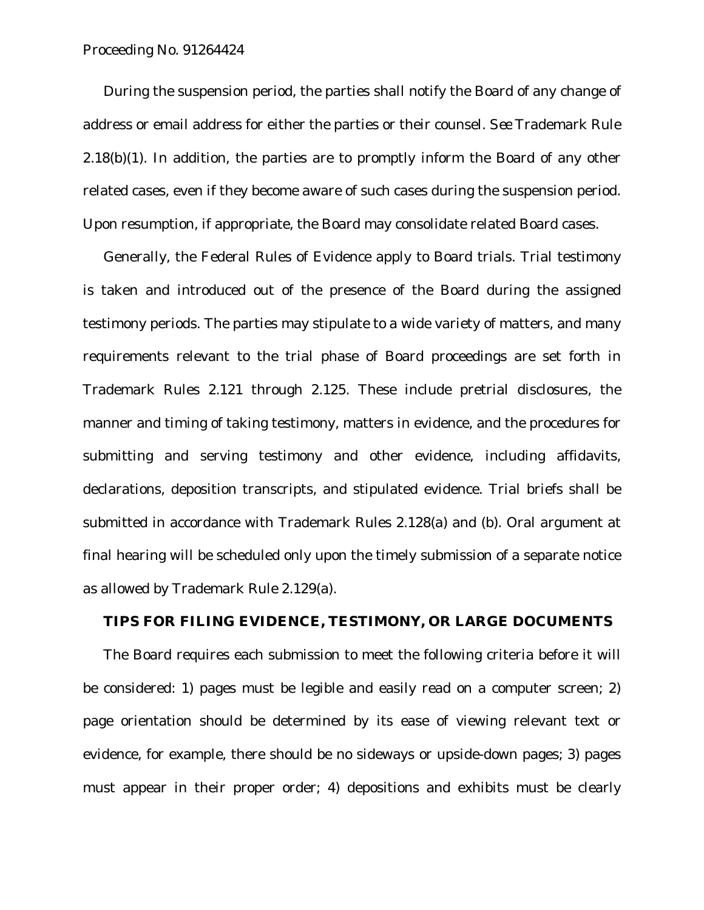During the suspension period, the parties shall notify the Board of any change of address or email address for either the parties or their counsel. *See* Trademark Rule 2.18(b)(1). In addition, the parties are to promptly inform the Board of any other related cases, even if they become aware of such cases during the suspension period. Upon resumption, if appropriate, the Board may consolidate related Board cases.

Generally, the Federal Rules of Evidence apply to Board trials. Trial testimony is taken and introduced out of the presence of the Board during the assigned testimony periods. The parties may stipulate to a wide variety of matters, and many requirements relevant to the trial phase of Board proceedings are set forth in Trademark Rules 2.121 through 2.125. These include pretrial disclosures, the manner and timing of taking testimony, matters in evidence, and the procedures for submitting and serving testimony and other evidence, including affidavits, declarations, deposition transcripts, and stipulated evidence. Trial briefs shall be submitted in accordance with Trademark Rules 2.128(a) and (b). Oral argument at final hearing will be scheduled only upon the timely submission of a separate notice as allowed by Trademark Rule 2.129(a).

## TIPS FOR FILING EVIDENCE, TESTIMONY, OR LARGE DOCUMENTS

The Board requires each submission to meet the following criteria before it will be considered: 1) pages must be legible and easily read on a computer screen; 2) page orientation should be determined by its ease of viewing relevant text or evidence, for example, there should be no sideways or upside-down pages; 3) pages must appear in their proper order; 4) depositions and exhibits must be clearly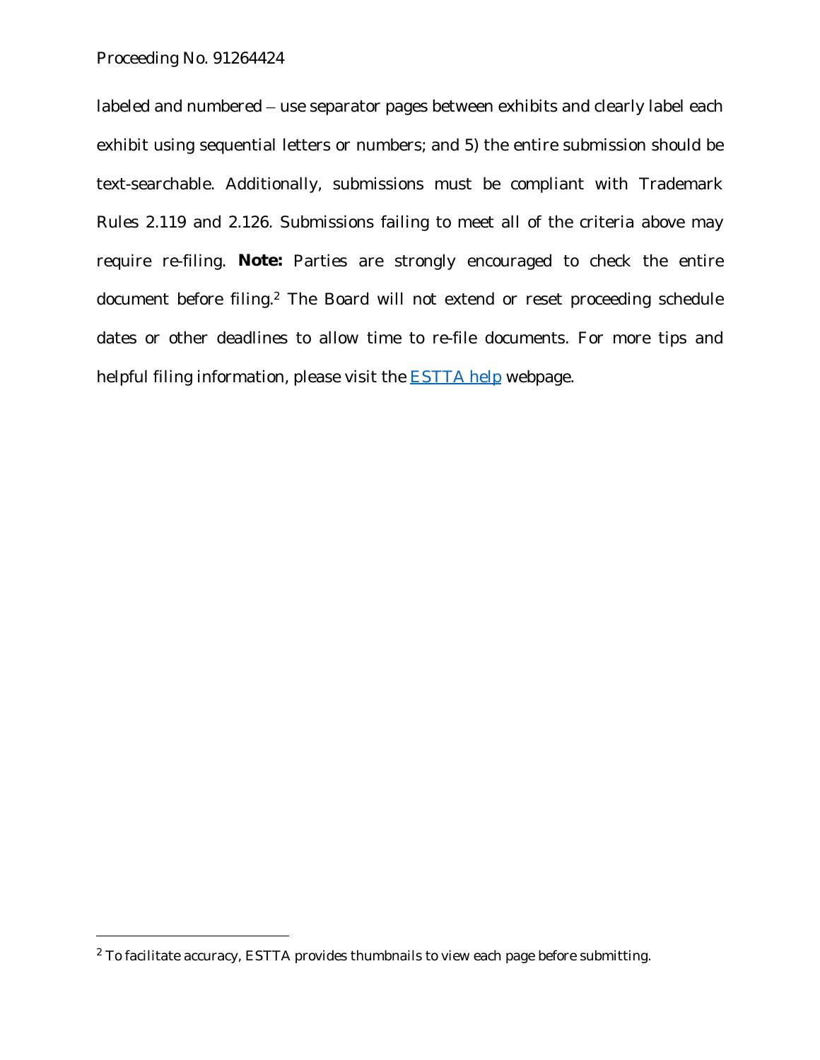labeled and numbered – use separator pages between exhibits and clearly label each exhibit using sequential letters or numbers; and 5) the entire submission should be text-searchable. Additionally, submissions must be compliant with Trademark Rules 2.119 and 2.126. Submissions failing to meet all of the criteria above may require re-filing. **Note:** Parties are strongly encouraged to check the entire document before filing.[2] The Board will not extend or reset proceeding schedule dates or other deadlines to allow time to re-file documents. For more tips and helpful filing information, please visit the ESTTA help webpage.

---

[2] To facilitate accuracy, ESTTA provides thumbnails to view each page before submitting.